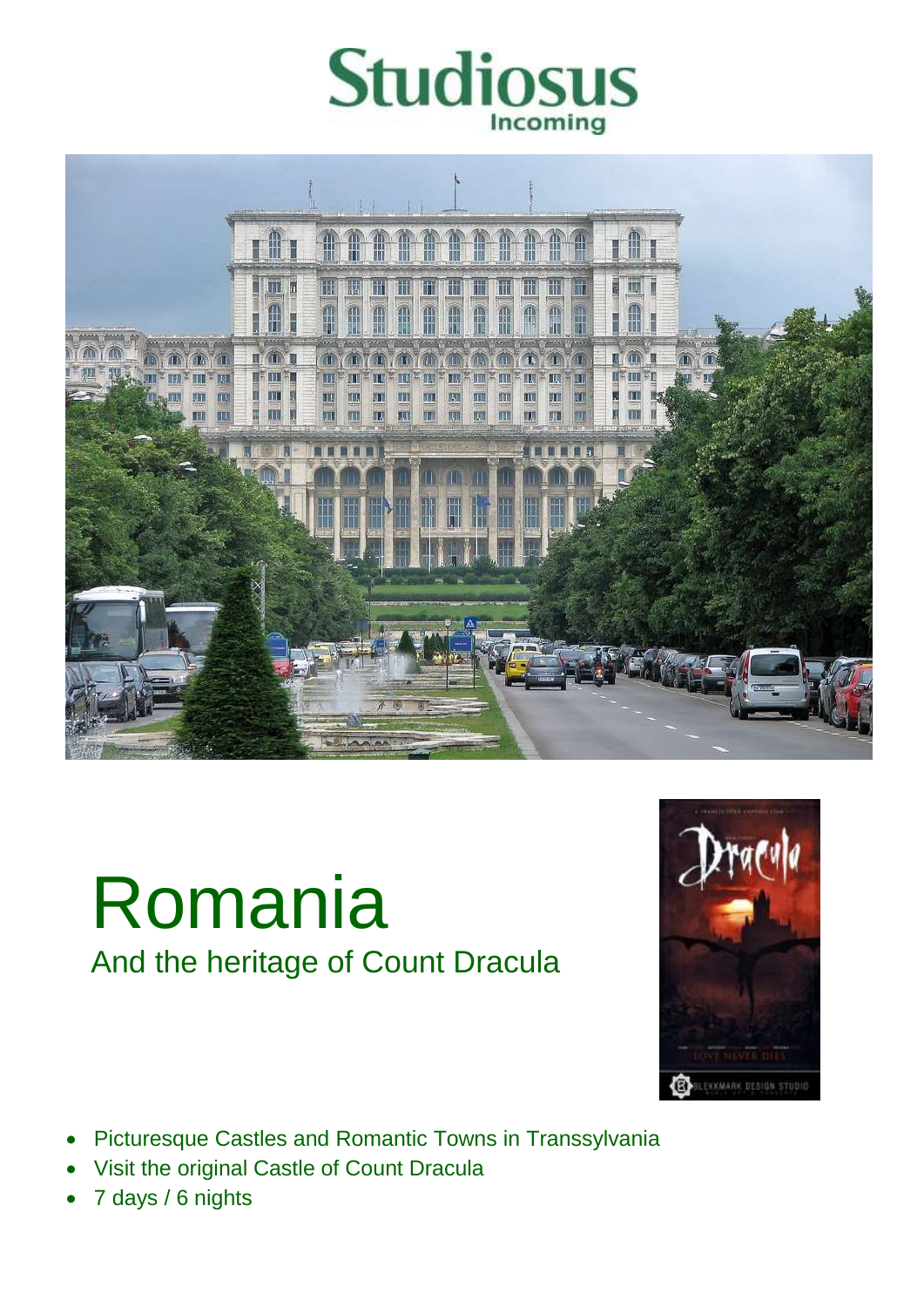Studiosus
Incoming

# Romania

## And the heritage of Count Dracula

- Picturesque Castles and Romantic Towns in Transsylvania
- Visit the original Castle of Count Dracula
- 7 days / 6 nights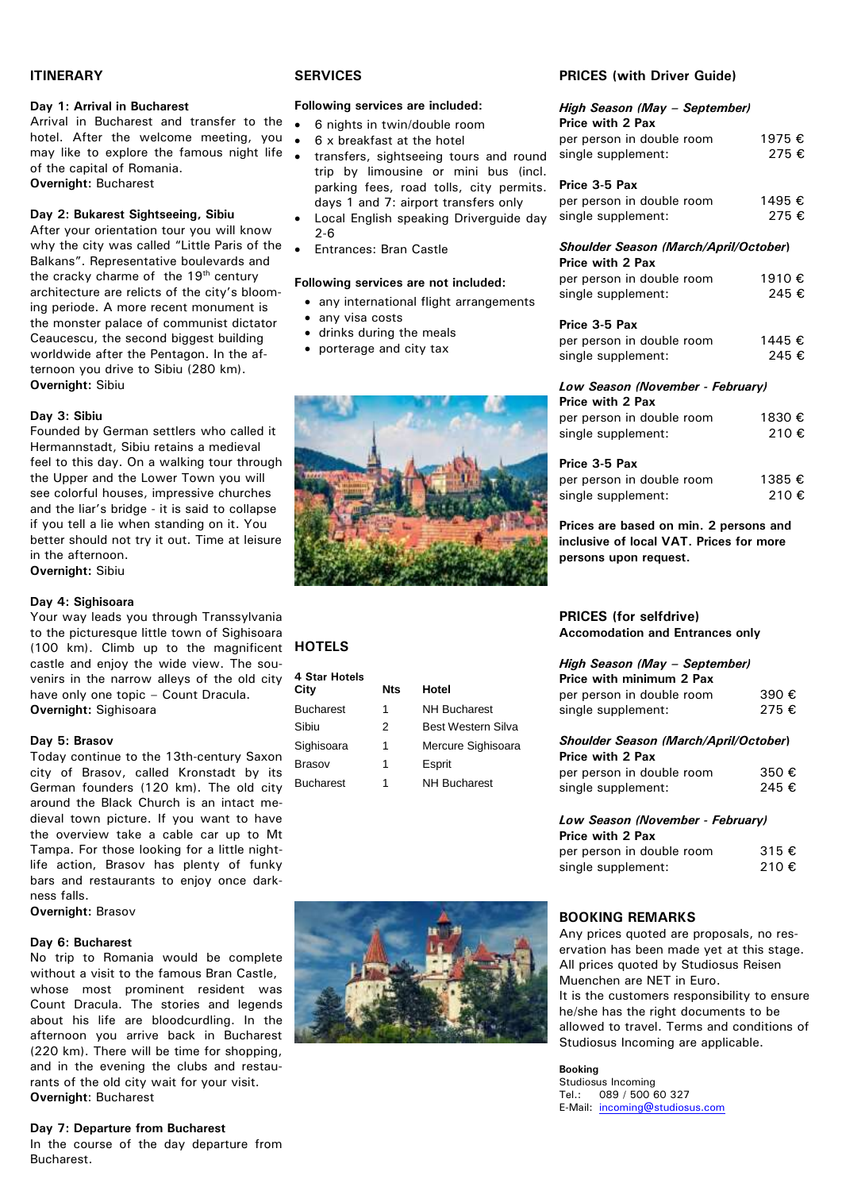## ITINERARY

**Day 1: Arrival in Bucharest**
Arrival in Bucharest and transfer to the hotel. After the welcome meeting, you may like to explore the famous night life of the capital of Romania.
**Overnight:** Bucharest

**Day 2: Bukarest Sightseeing, Sibiu**
After your orientation tour you will know why the city was called "Little Paris of the Balkans". Representative boulevards and the cracky charme of the 19th century architecture are relicts of the city's blooming periode. A more recent monument is the monster palace of communist dictator Ceaucescu, the second biggest building worldwide after the Pentagon. In the afternoon you drive to Sibiu (280 km).
**Overnight:** Sibiu

**Day 3: Sibiu**
Founded by German settlers who called it Hermannstadt, Sibiu retains a medieval feel to this day. On a walking tour through the Upper and the Lower Town you will see colorful houses, impressive churches and the liar's bridge - it is said to collapse if you tell a lie when standing on it. You better should not try it out. Time at leisure in the afternoon.
**Overnight:** Sibiu

**Day 4: Sighisoara**
Your way leads you through Transsylvania to the picturesque little town of Sighisoara (100 km). Climb up to the magnificent castle and enjoy the wide view. The souvenirs in the narrow alleys of the old city have only one topic – Count Dracula.
**Overnight:** Sighisoara

**Day 5: Brasov**
Today continue to the 13th-century Saxon city of Brasov, called Kronstadt by its German founders (120 km). The old city around the Black Church is an intact medieval town picture. If you want to have the overview take a cable car up to Mt Tampa. For those looking for a little nightlife action, Brasov has plenty of funky bars and restaurants to enjoy once darkness falls.
**Overnight:** Brasov

**Day 6: Bucharest**
No trip to Romania would be complete without a visit to the famous Bran Castle, whose most prominent resident was Count Dracula. The stories and legends about his life are bloodcurdling. In the afternoon you arrive back in Bucharest (220 km). There will be time for shopping, and in the evening the clubs and restaurants of the old city wait for your visit.
**Overnight**: Bucharest

**Day 7: Departure from Bucharest**
In the course of the day departure from Bucharest.

## SERVICES

**Following services are included:**

- 6 nights in twin/double room
- 6 x breakfast at the hotel
- transfers, sightseeing tours and round trip by limousine or mini bus (incl. parking fees, road tolls, city permits. days 1 and 7: airport transfers only
- Local English speaking Driverguide day 2-6
- Entrances: Bran Castle

**Following services are not included:**

- any international flight arrangements
- any visa costs
- drinks during the meals
- porterage and city tax

## HOTELS

**4 Star Hotels**

| City | Nts | Hotel |
|---|---|---|
| Bucharest | 1 | NH Bucharest |
| Sibiu | 2 | Best Western Silva |
| Sighisoara | 1 | Mercure Sighisoara |
| Brasov | 1 | Esprit |
| Bucharest | 1 | NH Bucharest |

## PRICES (with Driver Guide)

***High Season (May – September)***

**Price with 2 Pax**

| | |
|---|---|
| per person in double room | 1975 € |
| single supplement: | 275 € |

**Price 3-5 Pax**

| | |
|---|---|
| per person in double room | 1495 € |
| single supplement: | 275 € |

***Shoulder Season (March/April/October)***

**Price with 2 Pax**

| | |
|---|---|
| per person in double room | 1910 € |
| single supplement: | 245 € |

**Price 3-5 Pax**

| | |
|---|---|
| per person in double room | 1445 € |
| single supplement: | 245 € |

***Low Season (November - February)***

**Price with 2 Pax**

| | |
|---|---|
| per person in double room | 1830 € |
| single supplement: | 210 € |

**Price 3-5 Pax**

| | |
|---|---|
| per person in double room | 1385 € |
| single supplement: | 210 € |

**Prices are based on min. 2 persons and inclusive of local VAT. Prices for more persons upon request.**

## PRICES (for selfdrive)

**Accomodation and Entrances only**

***High Season (May – September)***

**Price with minimum 2 Pax**

| | |
|---|---|
| per person in double room | 390 € |
| single supplement: | 275 € |

***Shoulder Season (March/April/October)***

**Price with 2 Pax**

| | |
|---|---|
| per person in double room | 350 € |
| single supplement: | 245 € |

***Low Season (November - February)***

**Price with 2 Pax**

| | |
|---|---|
| per person in double room | 315 € |
| single supplement: | 210 € |

## BOOKING REMARKS

Any prices quoted are proposals, no reservation has been made yet at this stage. All prices quoted by Studiosus Reisen Muenchen are NET in Euro.
It is the customers responsibility to ensure he/she has the right documents to be allowed to travel. Terms and conditions of Studiosus Incoming are applicable.

**Booking**
Studiosus Incoming
Tel.: 089 / 500 60 327
E-Mail: incoming@studiosus.com